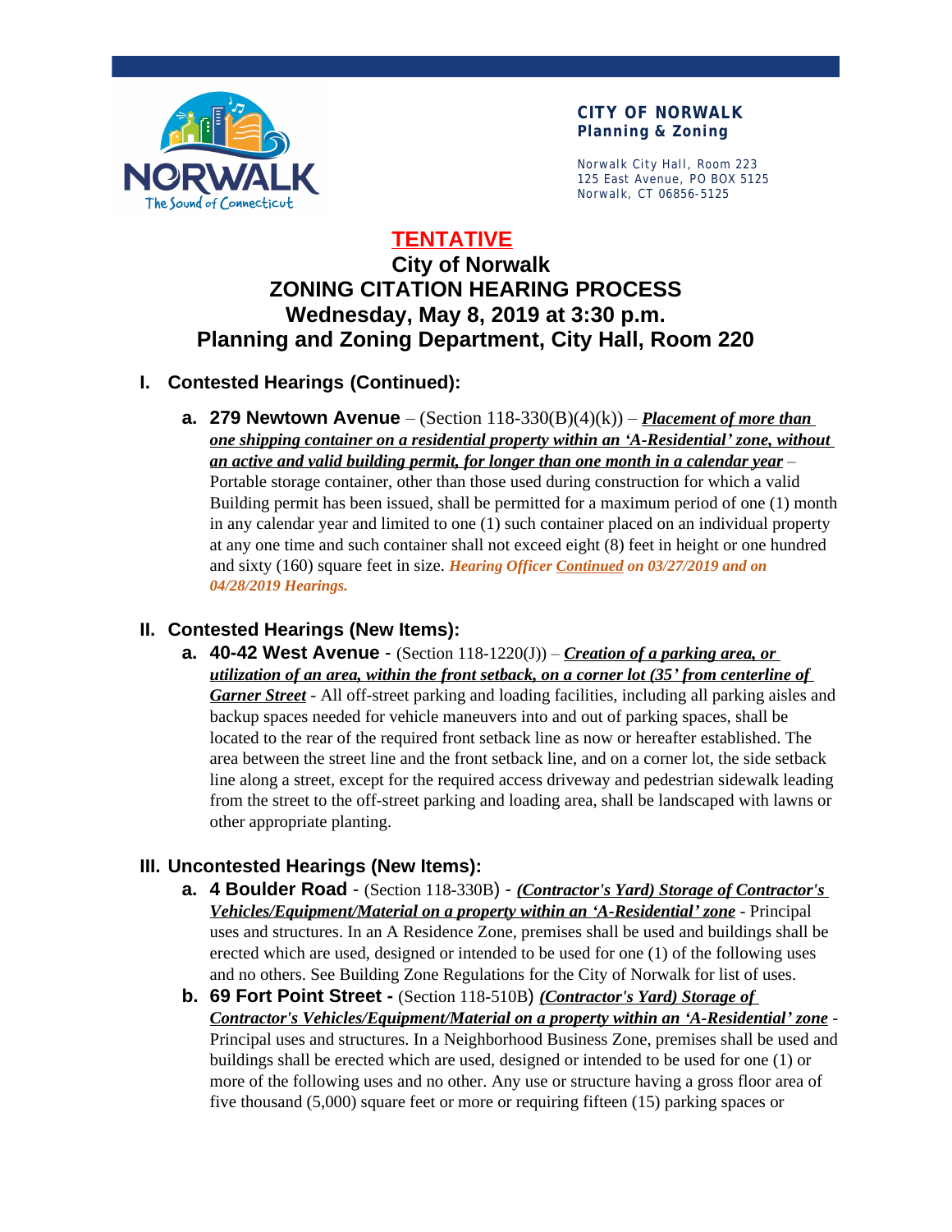**CITY OF NORWALK**
**Planning & Zoning**

Norwalk City Hall, Room 223
125 East Avenue, PO BOX 5125
Norwalk, CT 06856-5125

# TENTATIVE

# City of Norwalk
# ZONING CITATION HEARING PROCESS
# Wednesday, May 8, 2019 at 3:30 p.m.
# Planning and Zoning Department, City Hall, Room 220

## I. Contested Hearings (Continued):

a. **279 Newtown Avenue** – (Section 118-330(B)(4)(k)) – ***Placement of more than one shipping container on a residential property within an 'A-Residential' zone, without an active and valid building permit, for longer than one month in a calendar year*** – Portable storage container, other than those used during construction for which a valid Building permit has been issued, shall be permitted for a maximum period of one (1) month in any calendar year and limited to one (1) such container placed on an individual property at any one time and such container shall not exceed eight (8) feet in height or one hundred and sixty (160) square feet in size. ***Hearing Officer Continued on 03/27/2019 and on 04/28/2019 Hearings.***

## II. Contested Hearings (New Items):

a. **40-42 West Avenue** - (Section 118-1220(J)) – ***Creation of a parking area, or utilization of an area, within the front setback, on a corner lot (35' from centerline of Garner Street*** - All off-street parking and loading facilities, including all parking aisles and backup spaces needed for vehicle maneuvers into and out of parking spaces, shall be located to the rear of the required front setback line as now or hereafter established. The area between the street line and the front setback line, and on a corner lot, the side setback line along a street, except for the required access driveway and pedestrian sidewalk leading from the street to the off-street parking and loading area, shall be landscaped with lawns or other appropriate planting.

## III. Uncontested Hearings (New Items):

a. **4 Boulder Road** - (Section 118-330B) - ***(Contractor's Yard) Storage of Contractor's Vehicles/Equipment/Material on a property within an 'A-Residential' zone*** - Principal uses and structures. In an A Residence Zone, premises shall be used and buildings shall be erected which are used, designed or intended to be used for one (1) of the following uses and no others. See Building Zone Regulations for the City of Norwalk for list of uses.

b. **69 Fort Point Street -** (Section 118-510B) ***(Contractor's Yard) Storage of Contractor's Vehicles/Equipment/Material on a property within an 'A-Residential' zone*** - Principal uses and structures. In a Neighborhood Business Zone, premises shall be used and buildings shall be erected which are used, designed or intended to be used for one (1) or more of the following uses and no other. Any use or structure having a gross floor area of five thousand (5,000) square feet or more or requiring fifteen (15) parking spaces or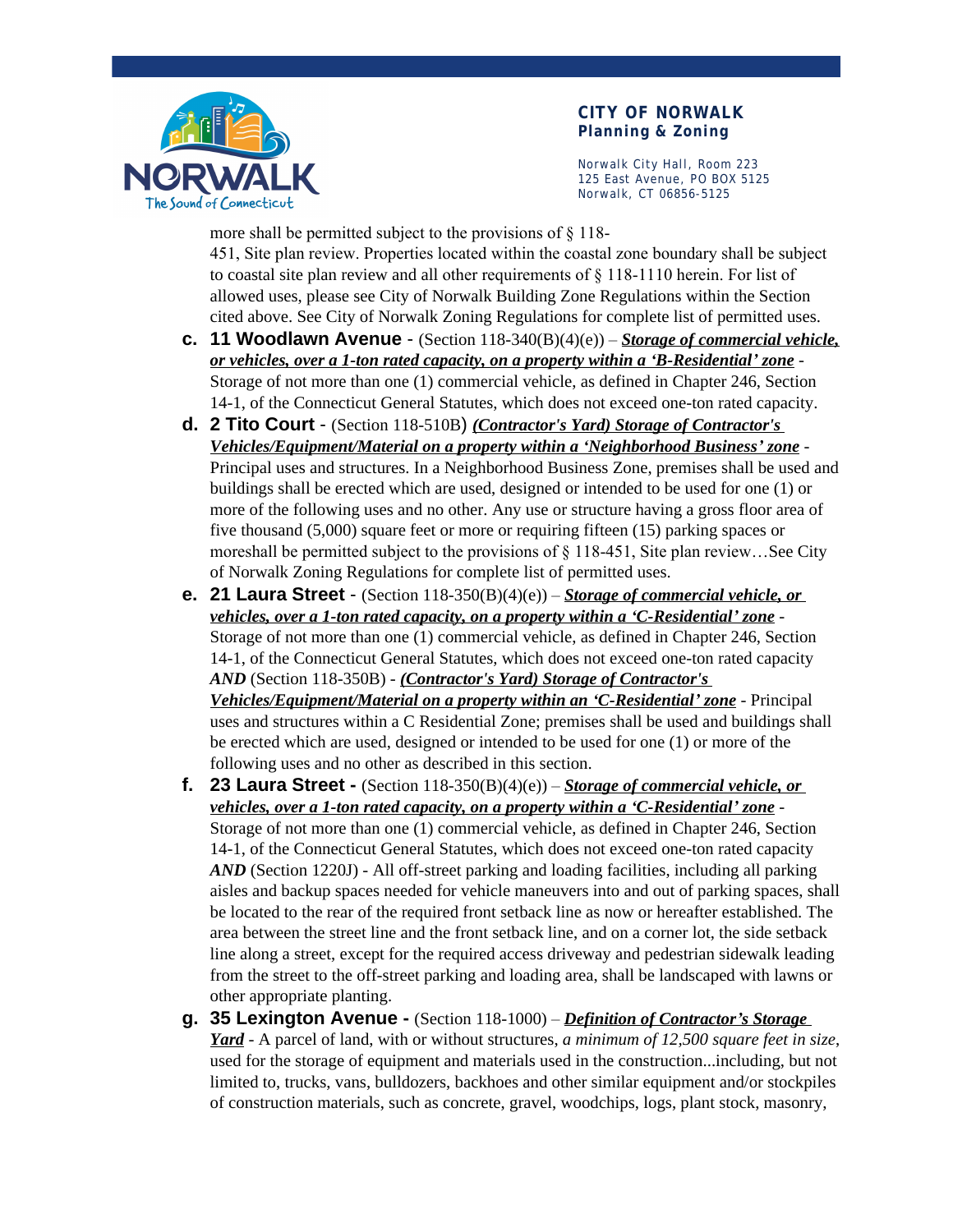more shall be permitted subject to the provisions of § 118-451, Site plan review. Properties located within the coastal zone boundary shall be subject to coastal site plan review and all other requirements of § 118-1110 herein. For list of allowed uses, please see City of Norwalk Building Zone Regulations within the Section cited above. See City of Norwalk Zoning Regulations for complete list of permitted uses.

c. **11 Woodlawn Avenue** - (Section 118-340(B)(4)(e)) – ***Storage of commercial vehicle, or vehicles, over a 1-ton rated capacity, on a property within a 'B-Residential' zone*** - Storage of not more than one (1) commercial vehicle, as defined in Chapter 246, Section 14-1, of the Connecticut General Statutes, which does not exceed one-ton rated capacity.

d. **2 Tito Court** - (Section 118-510B) ***(Contractor's Yard) Storage of Contractor's Vehicles/Equipment/Material on a property within a 'Neighborhood Business' zone*** - Principal uses and structures. In a Neighborhood Business Zone, premises shall be used and buildings shall be erected which are used, designed or intended to be used for one (1) or more of the following uses and no other. Any use or structure having a gross floor area of five thousand (5,000) square feet or more or requiring fifteen (15) parking spaces or moreshall be permitted subject to the provisions of § 118-451, Site plan review…See City of Norwalk Zoning Regulations for complete list of permitted uses.

e. **21 Laura Street** - (Section 118-350(B)(4)(e)) – ***Storage of commercial vehicle, or vehicles, over a 1-ton rated capacity, on a property within a 'C-Residential' zone*** - Storage of not more than one (1) commercial vehicle, as defined in Chapter 246, Section 14-1, of the Connecticut General Statutes, which does not exceed one-ton rated capacity ***AND*** (Section 118-350B) - ***(Contractor's Yard) Storage of Contractor's Vehicles/Equipment/Material on a property within an 'C-Residential' zone*** - Principal uses and structures within a C Residential Zone; premises shall be used and buildings shall be erected which are used, designed or intended to be used for one (1) or more of the following uses and no other as described in this section.

f. **23 Laura Street -** (Section 118-350(B)(4)(e)) – ***Storage of commercial vehicle, or vehicles, over a 1-ton rated capacity, on a property within a 'C-Residential' zone*** - Storage of not more than one (1) commercial vehicle, as defined in Chapter 246, Section 14-1, of the Connecticut General Statutes, which does not exceed one-ton rated capacity ***AND*** (Section 1220J) - All off-street parking and loading facilities, including all parking aisles and backup spaces needed for vehicle maneuvers into and out of parking spaces, shall be located to the rear of the required front setback line as now or hereafter established. The area between the street line and the front setback line, and on a corner lot, the side setback line along a street, except for the required access driveway and pedestrian sidewalk leading from the street to the off-street parking and loading area, shall be landscaped with lawns or other appropriate planting.

g. **35 Lexington Avenue -** (Section 118-1000) – ***Definition of Contractor's Storage Yard*** - A parcel of land, with or without structures, *a minimum of 12,500 square feet in size*, used for the storage of equipment and materials used in the construction...including, but not limited to, trucks, vans, bulldozers, backhoes and other similar equipment and/or stockpiles of construction materials, such as concrete, gravel, woodchips, logs, plant stock, masonry,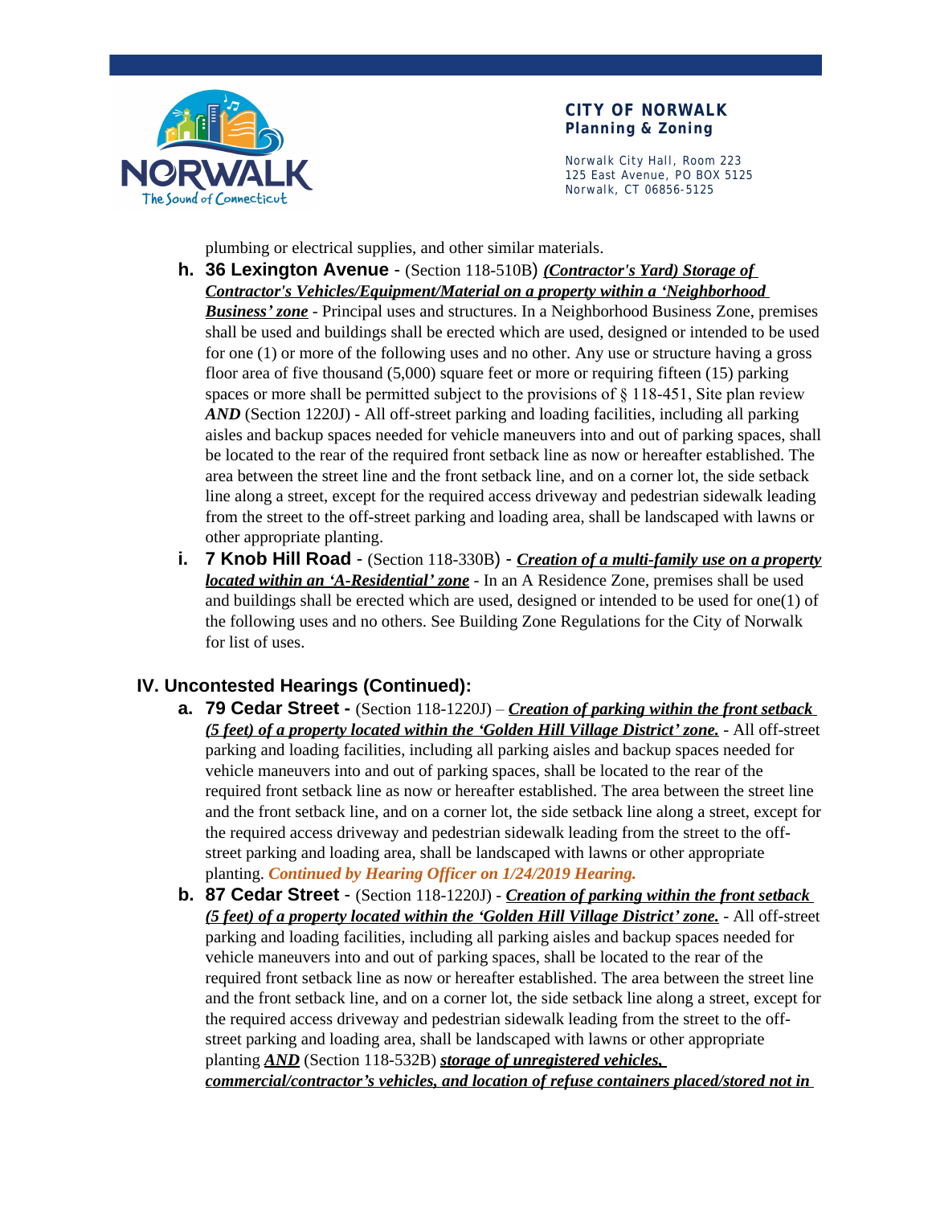plumbing or electrical supplies, and other similar materials.

h. **36 Lexington Avenue** - (Section 118-510B) ***Contractor's Yard) Storage of Contractor's Vehicles/Equipment/Material on a property within a 'Neighborhood Business' zone*** - Principal uses and structures. In a Neighborhood Business Zone, premises shall be used and buildings shall be erected which are used, designed or intended to be used for one (1) or more of the following uses and no other. Any use or structure having a gross floor area of five thousand (5,000) square feet or more or requiring fifteen (15) parking spaces or more shall be permitted subject to the provisions of § 118-451, Site plan review ***AND*** (Section 1220J) - All off-street parking and loading facilities, including all parking aisles and backup spaces needed for vehicle maneuvers into and out of parking spaces, shall be located to the rear of the required front setback line as now or hereafter established. The area between the street line and the front setback line, and on a corner lot, the side setback line along a street, except for the required access driveway and pedestrian sidewalk leading from the street to the off-street parking and loading area, shall be landscaped with lawns or other appropriate planting.

i. **7 Knob Hill Road** - (Section 118-330B) - ***Creation of a multi-family use on a property located within an 'A-Residential' zone*** - In an A Residence Zone, premises shall be used and buildings shall be erected which are used, designed or intended to be used for one(1) of the following uses and no others. See Building Zone Regulations for the City of Norwalk for list of uses.

## IV. Uncontested Hearings (Continued):

a. **79 Cedar Street -** (Section 118-1220J) – ***Creation of parking within the front setback (5 feet) of a property located within the 'Golden Hill Village District' zone.*** - All off-street parking and loading facilities, including all parking aisles and backup spaces needed for vehicle maneuvers into and out of parking spaces, shall be located to the rear of the required front setback line as now or hereafter established. The area between the street line and the front setback line, and on a corner lot, the side setback line along a street, except for the required access driveway and pedestrian sidewalk leading from the street to the off-street parking and loading area, shall be landscaped with lawns or other appropriate planting. ***Continued by Hearing Officer on 1/24/2019 Hearing.***

b. **87 Cedar Street** - (Section 118-1220J) - ***Creation of parking within the front setback (5 feet) of a property located within the 'Golden Hill Village District' zone.*** - All off-street parking and loading facilities, including all parking aisles and backup spaces needed for vehicle maneuvers into and out of parking spaces, shall be located to the rear of the required front setback line as now or hereafter established. The area between the street line and the front setback line, and on a corner lot, the side setback line along a street, except for the required access driveway and pedestrian sidewalk leading from the street to the off-street parking and loading area, shall be landscaped with lawns or other appropriate planting ***AND*** (Section 118-532B) ***storage of unregistered vehicles, commercial/contractor's vehicles, and location of refuse containers placed/stored not in***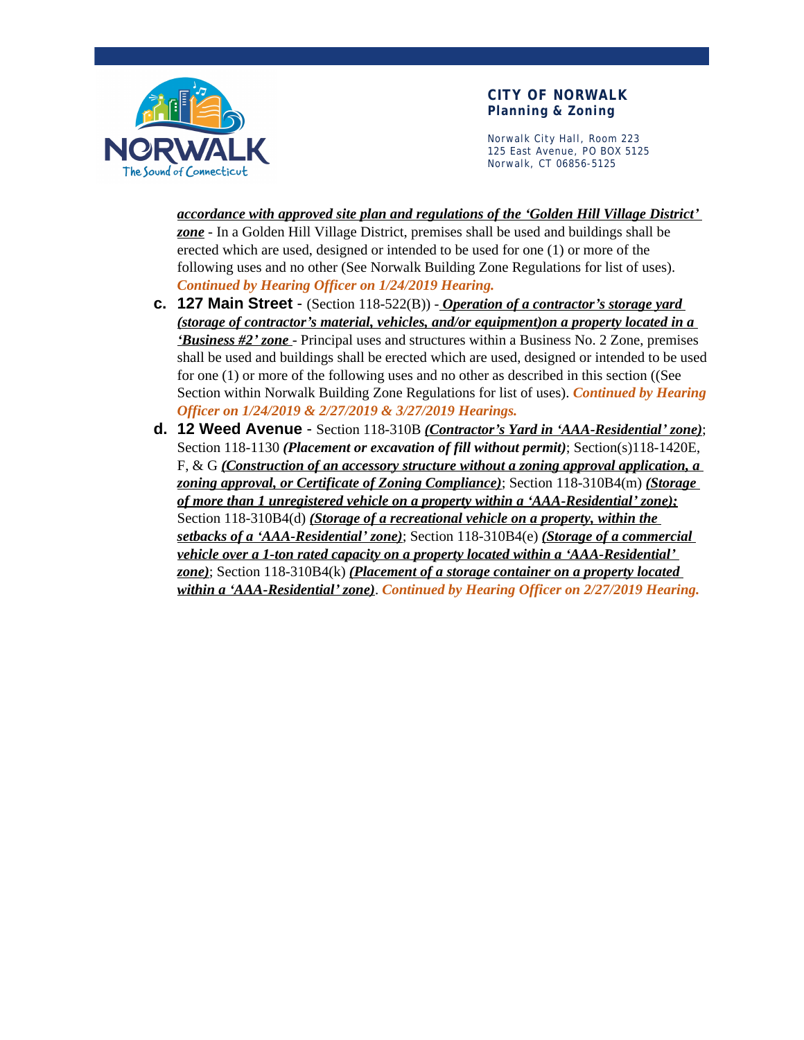***accordance with approved site plan and regulations of the 'Golden Hill Village District' zone*** - In a Golden Hill Village District, premises shall be used and buildings shall be erected which are used, designed or intended to be used for one (1) or more of the following uses and no other (See Norwalk Building Zone Regulations for list of uses). ***Continued by Hearing Officer on 1/24/2019 Hearing.***

c. **127 Main Street** - (Section 118-522(B)) - ***Operation of a contractor's storage yard (storage of contractor's material, vehicles, and/or equipment)on a property located in a 'Business #2' zone*** - Principal uses and structures within a Business No. 2 Zone, premises shall be used and buildings shall be erected which are used, designed or intended to be used for one (1) or more of the following uses and no other as described in this section ((See Section within Norwalk Building Zone Regulations for list of uses). ***Continued by Hearing Officer on 1/24/2019 & 2/27/2019 & 3/27/2019 Hearings.***

d. **12 Weed Avenue** - Section 118-310B ***(Contractor's Yard in 'AAA-Residential' zone)***; Section 118-1130 ***(Placement or excavation of fill without permit)***; Section(s)118-1420E, F, & G ***(Construction of an accessory structure without a zoning approval application, a zoning approval, or Certificate of Zoning Compliance)***; Section 118-310B4(m) ***(Storage of more than 1 unregistered vehicle on a property within a 'AAA-Residential' zone);*** Section 118-310B4(d) ***(Storage of a recreational vehicle on a property, within the setbacks of a 'AAA-Residential' zone)***; Section 118-310B4(e) ***(Storage of a commercial vehicle over a 1-ton rated capacity on a property located within a 'AAA-Residential' zone)***; Section 118-310B4(k) ***(Placement of a storage container on a property located within a 'AAA-Residential' zone)***. ***Continued by Hearing Officer on 2/27/2019 Hearing.***